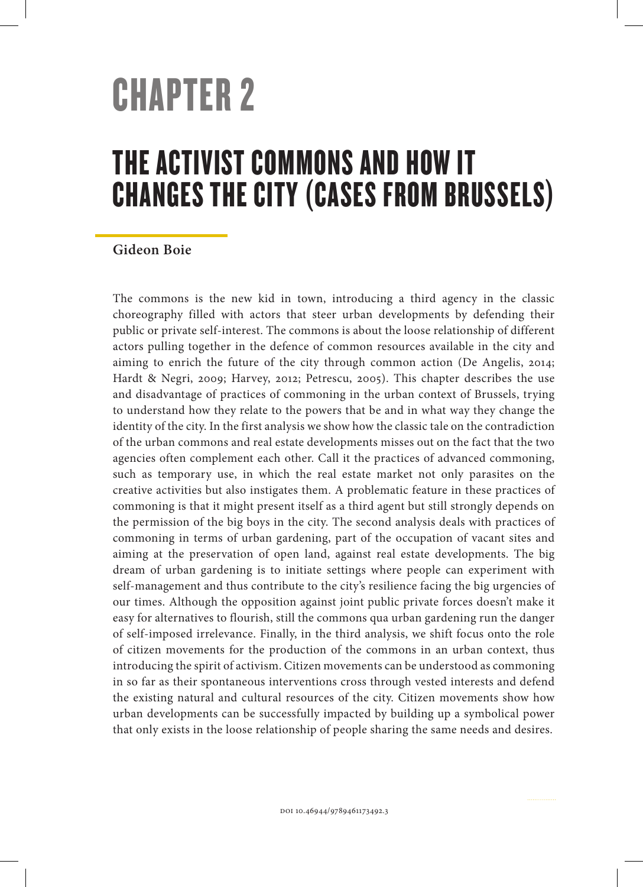# CHAPTER 2

# THE ACTIVIST COMMONS AND HOW IT CHANGES THE CITY (CASES FROM BRUSSELS)

**Gideon Boie**

The commons is the new kid in town, introducing a third agency in the classic choreography filled with actors that steer urban developments by defending their public or private self-interest. The commons is about the loose relationship of different actors pulling together in the defence of common resources available in the city and aiming to enrich the future of the city through common action (De Angelis, 2014; Hardt & Negri, 2009; Harvey, 2012; Petrescu, 2005). This chapter describes the use and disadvantage of practices of commoning in the urban context of Brussels, trying to understand how they relate to the powers that be and in what way they change the identity of the city. In the first analysis we show how the classic tale on the contradiction of the urban commons and real estate developments misses out on the fact that the two agencies often complement each other. Call it the practices of advanced commoning, such as temporary use, in which the real estate market not only parasites on the creative activities but also instigates them. A problematic feature in these practices of commoning is that it might present itself as a third agent but still strongly depends on the permission of the big boys in the city. The second analysis deals with practices of commoning in terms of urban gardening, part of the occupation of vacant sites and aiming at the preservation of open land, against real estate developments. The big dream of urban gardening is to initiate settings where people can experiment with self-management and thus contribute to the city's resilience facing the big urgencies of our times. Although the opposition against joint public private forces doesn't make it easy for alternatives to flourish, still the commons qua urban gardening run the danger of self-imposed irrelevance. Finally, in the third analysis, we shift focus onto the role of citizen movements for the production of the commons in an urban context, thus introducing the spirit of activism. Citizen movements can be understood as commoning in so far as their spontaneous interventions cross through vested interests and defend the existing natural and cultural resources of the city. Citizen movements show how urban developments can be successfully impacted by building up a symbolical power that only exists in the loose relationship of people sharing the same needs and desires.

DOI 10.46944/9789461173492.3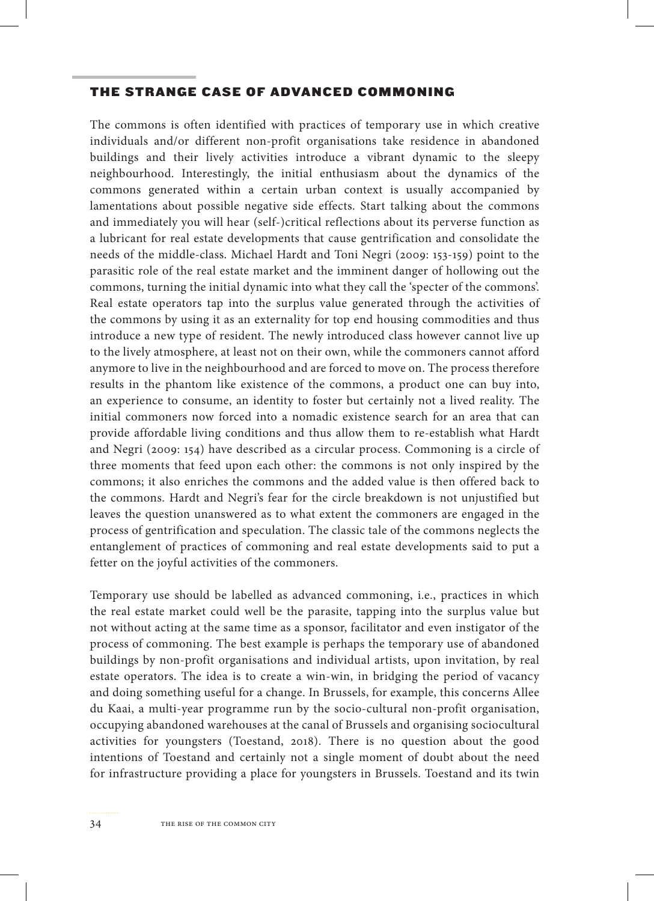## THE STRANGE CASE OF ADVANCED COMMONING

The commons is often identified with practices of temporary use in which creative individuals and/or different non-profit organisations take residence in abandoned buildings and their lively activities introduce a vibrant dynamic to the sleepy neighbourhood. Interestingly, the initial enthusiasm about the dynamics of the commons generated within a certain urban context is usually accompanied by lamentations about possible negative side effects. Start talking about the commons and immediately you will hear (self-)critical reflections about its perverse function as a lubricant for real estate developments that cause gentrification and consolidate the needs of the middle-class. Michael Hardt and Toni Negri (2009: 153-159) point to the parasitic role of the real estate market and the imminent danger of hollowing out the commons, turning the initial dynamic into what they call the 'specter of the commons'. Real estate operators tap into the surplus value generated through the activities of the commons by using it as an externality for top end housing commodities and thus introduce a new type of resident. The newly introduced class however cannot live up to the lively atmosphere, at least not on their own, while the commoners cannot afford anymore to live in the neighbourhood and are forced to move on. The process therefore results in the phantom like existence of the commons, a product one can buy into, an experience to consume, an identity to foster but certainly not a lived reality. The initial commoners now forced into a nomadic existence search for an area that can provide affordable living conditions and thus allow them to re-establish what Hardt and Negri (2009: 154) have described as a circular process. Commoning is a circle of three moments that feed upon each other: the commons is not only inspired by the commons; it also enriches the commons and the added value is then offered back to the commons. Hardt and Negri's fear for the circle breakdown is not unjustified but leaves the question unanswered as to what extent the commoners are engaged in the process of gentrification and speculation. The classic tale of the commons neglects the entanglement of practices of commoning and real estate developments said to put a fetter on the joyful activities of the commoners.

Temporary use should be labelled as advanced commoning, i.e., practices in which the real estate market could well be the parasite, tapping into the surplus value but not without acting at the same time as a sponsor, facilitator and even instigator of the process of commoning. The best example is perhaps the temporary use of abandoned buildings by non-profit organisations and individual artists, upon invitation, by real estate operators. The idea is to create a win-win, in bridging the period of vacancy and doing something useful for a change. In Brussels, for example, this concerns Allee du Kaai, a multi-year programme run by the socio-cultural non-profit organisation, occupying abandoned warehouses at the canal of Brussels and organising sociocultural activities for youngsters (Toestand, 2018). There is no question about the good intentions of Toestand and certainly not a single moment of doubt about the need for infrastructure providing a place for youngsters in Brussels. Toestand and its twin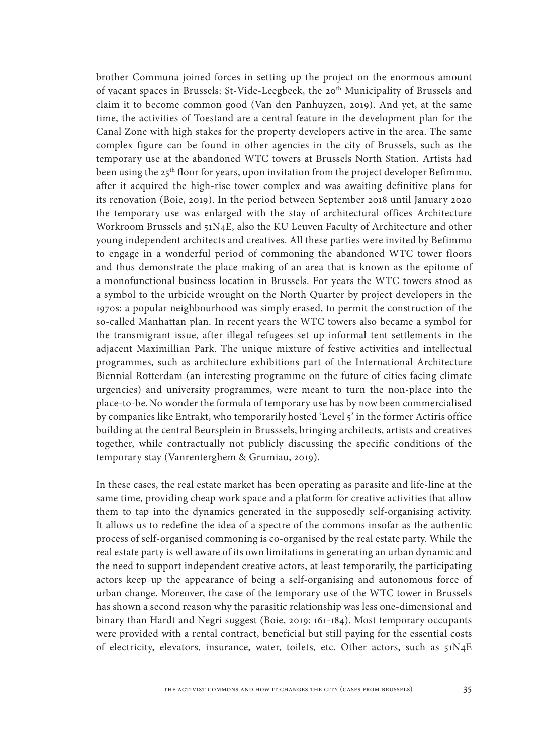brother Communa joined forces in setting up the project on the enormous amount of vacant spaces in Brussels: St-Vide-Leegbeek, the 20th Municipality of Brussels and claim it to become common good (Van den Panhuyzen, 2019). And yet, at the same time, the activities of Toestand are a central feature in the development plan for the Canal Zone with high stakes for the property developers active in the area. The same complex figure can be found in other agencies in the city of Brussels, such as the temporary use at the abandoned WTC towers at Brussels North Station. Artists had been using the 25th floor for years, upon invitation from the project developer Befimmo, after it acquired the high-rise tower complex and was awaiting definitive plans for its renovation (Boie, 2019). In the period between September 2018 until January 2020 the temporary use was enlarged with the stay of architectural offices Architecture Workroom Brussels and 51N4E, also the KU Leuven Faculty of Architecture and other young independent architects and creatives. All these parties were invited by Befimmo to engage in a wonderful period of commoning the abandoned WTC tower floors and thus demonstrate the place making of an area that is known as the epitome of a monofunctional business location in Brussels. For years the WTC towers stood as a symbol to the urbicide wrought on the North Quarter by project developers in the 1970s: a popular neighbourhood was simply erased, to permit the construction of the so-called Manhattan plan. In recent years the WTC towers also became a symbol for the transmigrant issue, after illegal refugees set up informal tent settlements in the adjacent Maximillian Park. The unique mixture of festive activities and intellectual programmes, such as architecture exhibitions part of the International Architecture Biennial Rotterdam (an interesting programme on the future of cities facing climate urgencies) and university programmes, were meant to turn the non-place into the place-to-be. No wonder the formula of temporary use has by now been commercialised by companies like Entrakt, who temporarily hosted 'Level 5' in the former Actiris office building at the central Beursplein in Brusssels, bringing architects, artists and creatives together, while contractually not publicly discussing the specific conditions of the temporary stay (Vanrenterghem & Grumiau, 2019).

In these cases, the real estate market has been operating as parasite and life-line at the same time, providing cheap work space and a platform for creative activities that allow them to tap into the dynamics generated in the supposedly self-organising activity. It allows us to redefine the idea of a spectre of the commons insofar as the authentic process of self-organised commoning is co-organised by the real estate party. While the real estate party is well aware of its own limitations in generating an urban dynamic and the need to support independent creative actors, at least temporarily, the participating actors keep up the appearance of being a self-organising and autonomous force of urban change. Moreover, the case of the temporary use of the WTC tower in Brussels has shown a second reason why the parasitic relationship was less one-dimensional and binary than Hardt and Negri suggest (Boie, 2019: 161-184). Most temporary occupants were provided with a rental contract, beneficial but still paying for the essential costs of electricity, elevators, insurance, water, toilets, etc. Other actors, such as 51N4E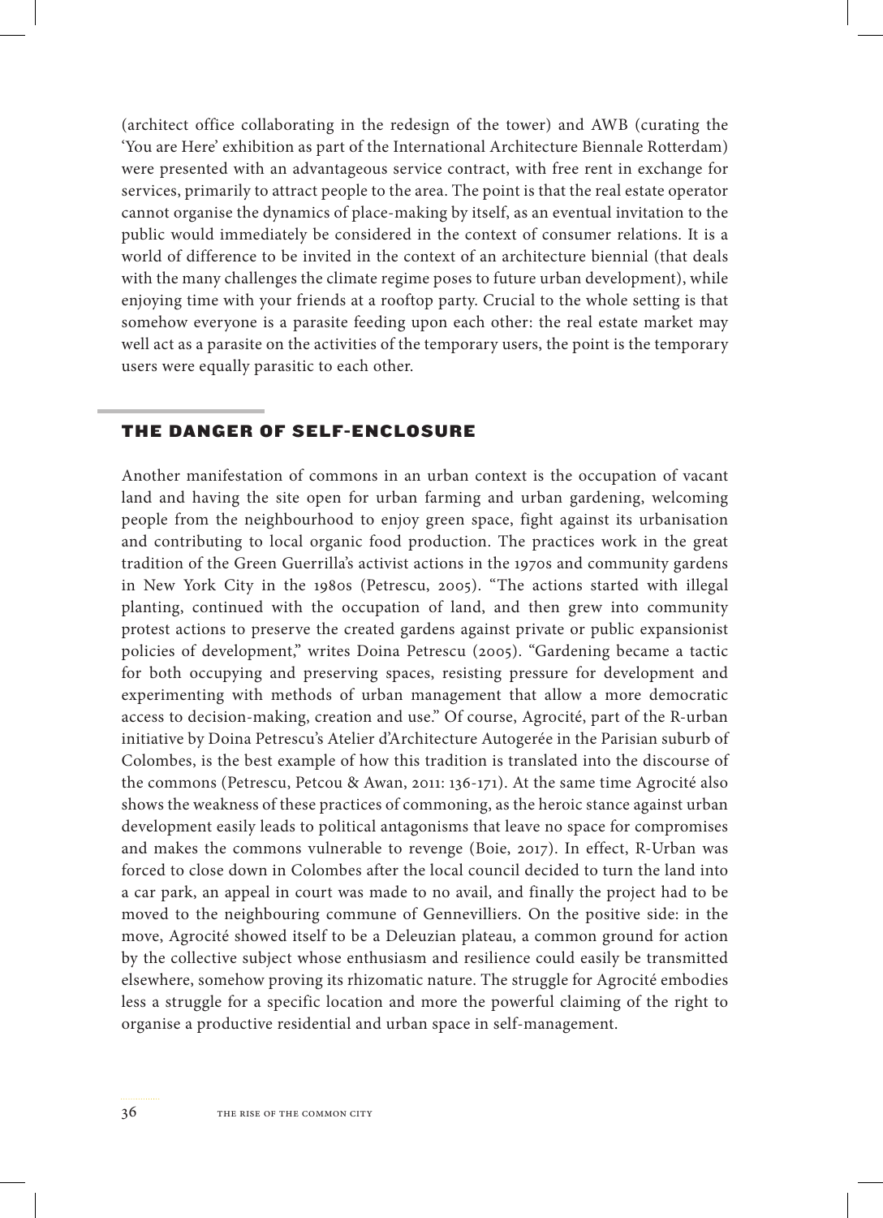(architect office collaborating in the redesign of the tower) and AWB (curating the 'You are Here' exhibition as part of the International Architecture Biennale Rotterdam) were presented with an advantageous service contract, with free rent in exchange for services, primarily to attract people to the area. The point is that the real estate operator cannot organise the dynamics of place-making by itself, as an eventual invitation to the public would immediately be considered in the context of consumer relations. It is a world of difference to be invited in the context of an architecture biennial (that deals with the many challenges the climate regime poses to future urban development), while enjoying time with your friends at a rooftop party. Crucial to the whole setting is that somehow everyone is a parasite feeding upon each other: the real estate market may well act as a parasite on the activities of the temporary users, the point is the temporary users were equally parasitic to each other.

## THE DANGER OF SELF-ENCLOSURE

Another manifestation of commons in an urban context is the occupation of vacant land and having the site open for urban farming and urban gardening, welcoming people from the neighbourhood to enjoy green space, fight against its urbanisation and contributing to local organic food production. The practices work in the great tradition of the Green Guerrilla's activist actions in the 1970s and community gardens in New York City in the 1980s (Petrescu, 2005). "The actions started with illegal planting, continued with the occupation of land, and then grew into community protest actions to preserve the created gardens against private or public expansionist policies of development," writes Doina Petrescu (2005). "Gardening became a tactic for both occupying and preserving spaces, resisting pressure for development and experimenting with methods of urban management that allow a more democratic access to decision-making, creation and use." Of course, Agrocité, part of the R-urban initiative by Doina Petrescu's Atelier d'Architecture Autogerée in the Parisian suburb of Colombes, is the best example of how this tradition is translated into the discourse of the commons (Petrescu, Petcou & Awan, 2011: 136-171). At the same time Agrocité also shows the weakness of these practices of commoning, as the heroic stance against urban development easily leads to political antagonisms that leave no space for compromises and makes the commons vulnerable to revenge (Boie, 2017). In effect, R-Urban was forced to close down in Colombes after the local council decided to turn the land into a car park, an appeal in court was made to no avail, and finally the project had to be moved to the neighbouring commune of Gennevilliers. On the positive side: in the move, Agrocité showed itself to be a Deleuzian plateau, a common ground for action by the collective subject whose enthusiasm and resilience could easily be transmitted elsewhere, somehow proving its rhizomatic nature. The struggle for Agrocité embodies less a struggle for a specific location and more the powerful claiming of the right to organise a productive residential and urban space in self-management.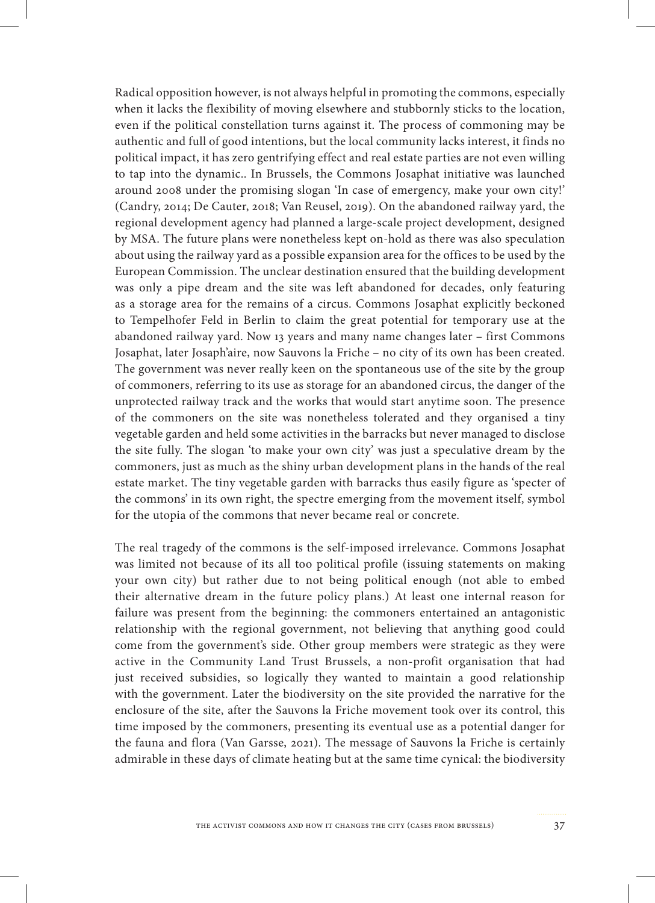Radical opposition however, is not always helpful in promoting the commons, especially when it lacks the flexibility of moving elsewhere and stubbornly sticks to the location, even if the political constellation turns against it. The process of commoning may be authentic and full of good intentions, but the local community lacks interest, it finds no political impact, it has zero gentrifying effect and real estate parties are not even willing to tap into the dynamic.. In Brussels, the Commons Josaphat initiative was launched around 2008 under the promising slogan 'In case of emergency, make your own city!' (Candry, 2014; De Cauter, 2018; Van Reusel, 2019). On the abandoned railway yard, the regional development agency had planned a large-scale project development, designed by MSA. The future plans were nonetheless kept on-hold as there was also speculation about using the railway yard as a possible expansion area for the offices to be used by the European Commission. The unclear destination ensured that the building development was only a pipe dream and the site was left abandoned for decades, only featuring as a storage area for the remains of a circus. Commons Josaphat explicitly beckoned to Tempelhofer Feld in Berlin to claim the great potential for temporary use at the abandoned railway yard. Now 13 years and many name changes later – first Commons Josaphat, later Josaph'aire, now Sauvons la Friche – no city of its own has been created. The government was never really keen on the spontaneous use of the site by the group of commoners, referring to its use as storage for an abandoned circus, the danger of the unprotected railway track and the works that would start anytime soon. The presence of the commoners on the site was nonetheless tolerated and they organised a tiny vegetable garden and held some activities in the barracks but never managed to disclose the site fully. The slogan 'to make your own city' was just a speculative dream by the commoners, just as much as the shiny urban development plans in the hands of the real estate market. The tiny vegetable garden with barracks thus easily figure as 'specter of the commons' in its own right, the spectre emerging from the movement itself, symbol for the utopia of the commons that never became real or concrete.

The real tragedy of the commons is the self-imposed irrelevance. Commons Josaphat was limited not because of its all too political profile (issuing statements on making your own city) but rather due to not being political enough (not able to embed their alternative dream in the future policy plans.) At least one internal reason for failure was present from the beginning: the commoners entertained an antagonistic relationship with the regional government, not believing that anything good could come from the government's side. Other group members were strategic as they were active in the Community Land Trust Brussels, a non-profit organisation that had just received subsidies, so logically they wanted to maintain a good relationship with the government. Later the biodiversity on the site provided the narrative for the enclosure of the site, after the Sauvons la Friche movement took over its control, this time imposed by the commoners, presenting its eventual use as a potential danger for the fauna and flora (Van Garsse, 2021). The message of Sauvons la Friche is certainly admirable in these days of climate heating but at the same time cynical: the biodiversity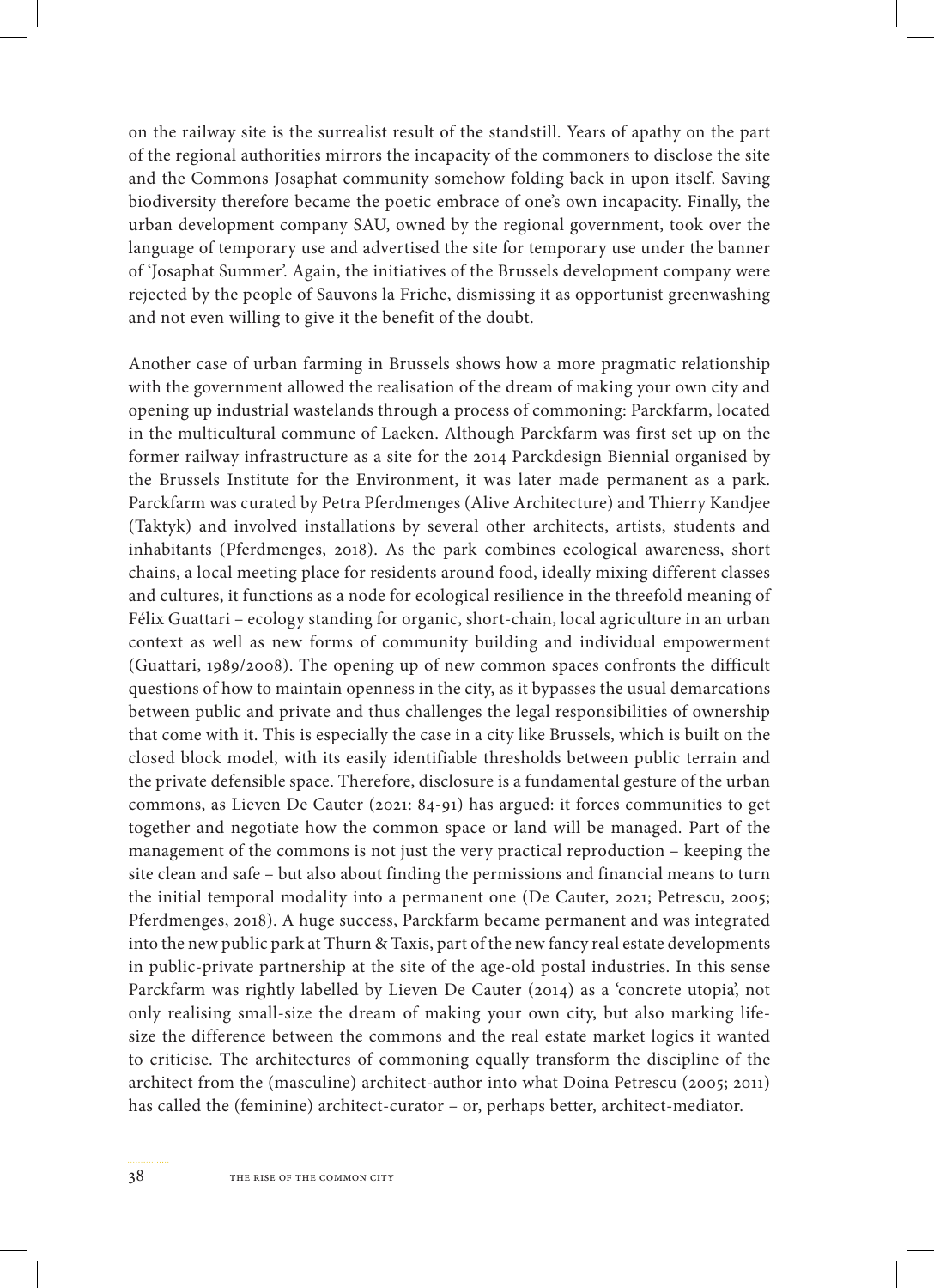on the railway site is the surrealist result of the standstill. Years of apathy on the part of the regional authorities mirrors the incapacity of the commoners to disclose the site and the Commons Josaphat community somehow folding back in upon itself. Saving biodiversity therefore became the poetic embrace of one's own incapacity. Finally, the urban development company SAU, owned by the regional government, took over the language of temporary use and advertised the site for temporary use under the banner of 'Josaphat Summer'. Again, the initiatives of the Brussels development company were rejected by the people of Sauvons la Friche, dismissing it as opportunist greenwashing and not even willing to give it the benefit of the doubt.

Another case of urban farming in Brussels shows how a more pragmatic relationship with the government allowed the realisation of the dream of making your own city and opening up industrial wastelands through a process of commoning: Parckfarm, located in the multicultural commune of Laeken. Although Parckfarm was first set up on the former railway infrastructure as a site for the 2014 Parckdesign Biennial organised by the Brussels Institute for the Environment, it was later made permanent as a park. Parckfarm was curated by Petra Pferdmenges (Alive Architecture) and Thierry Kandjee (Taktyk) and involved installations by several other architects, artists, students and inhabitants (Pferdmenges, 2018). As the park combines ecological awareness, short chains, a local meeting place for residents around food, ideally mixing different classes and cultures, it functions as a node for ecological resilience in the threefold meaning of Félix Guattari – ecology standing for organic, short-chain, local agriculture in an urban context as well as new forms of community building and individual empowerment (Guattari, 1989/2008). The opening up of new common spaces confronts the difficult questions of how to maintain openness in the city, as it bypasses the usual demarcations between public and private and thus challenges the legal responsibilities of ownership that come with it. This is especially the case in a city like Brussels, which is built on the closed block model, with its easily identifiable thresholds between public terrain and the private defensible space. Therefore, disclosure is a fundamental gesture of the urban commons, as Lieven De Cauter (2021: 84-91) has argued: it forces communities to get together and negotiate how the common space or land will be managed. Part of the management of the commons is not just the very practical reproduction – keeping the site clean and safe – but also about finding the permissions and financial means to turn the initial temporal modality into a permanent one (De Cauter, 2021; Petrescu, 2005; Pferdmenges, 2018). A huge success, Parckfarm became permanent and was integrated into the new public park at Thurn & Taxis, part of the new fancy real estate developments in public-private partnership at the site of the age-old postal industries. In this sense Parckfarm was rightly labelled by Lieven De Cauter (2014) as a 'concrete utopia', not only realising small-size the dream of making your own city, but also marking life-size the difference between the commons and the real estate market logics it wanted to criticise. The architectures of commoning equally transform the discipline of the architect from the (masculine) architect-author into what Doina Petrescu (2005; 2011) has called the (feminine) architect-curator – or, perhaps better, architect-mediator.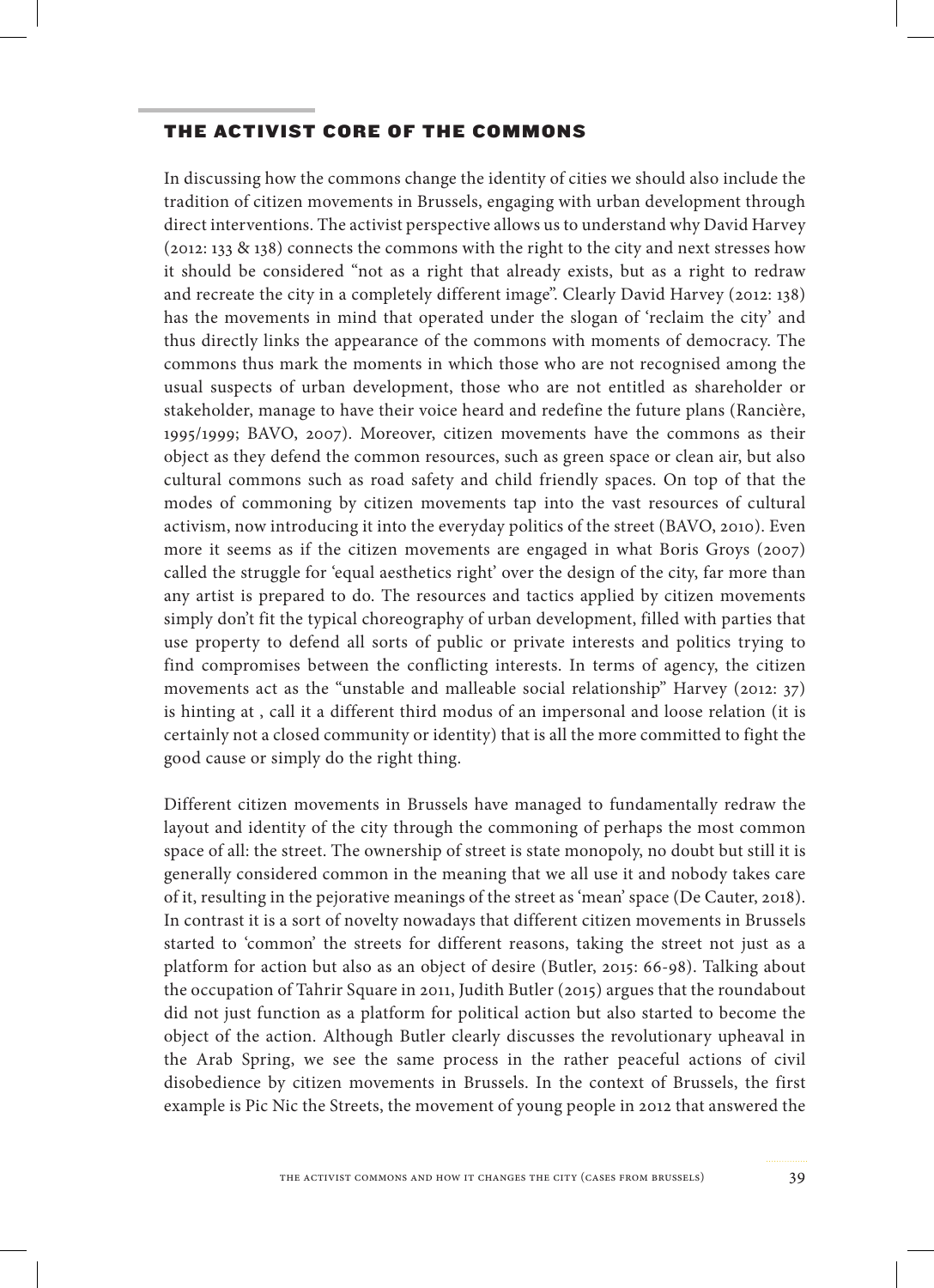## THE ACTIVIST CORE OF THE COMMONS

In discussing how the commons change the identity of cities we should also include the tradition of citizen movements in Brussels, engaging with urban development through direct interventions. The activist perspective allows us to understand why David Harvey (2012: 133 & 138) connects the commons with the right to the city and next stresses how it should be considered "not as a right that already exists, but as a right to redraw and recreate the city in a completely different image". Clearly David Harvey (2012: 138) has the movements in mind that operated under the slogan of 'reclaim the city' and thus directly links the appearance of the commons with moments of democracy. The commons thus mark the moments in which those who are not recognised among the usual suspects of urban development, those who are not entitled as shareholder or stakeholder, manage to have their voice heard and redefine the future plans (Rancière, 1995/1999; BAVO, 2007). Moreover, citizen movements have the commons as their object as they defend the common resources, such as green space or clean air, but also cultural commons such as road safety and child friendly spaces. On top of that the modes of commoning by citizen movements tap into the vast resources of cultural activism, now introducing it into the everyday politics of the street (BAVO, 2010). Even more it seems as if the citizen movements are engaged in what Boris Groys (2007) called the struggle for 'equal aesthetics right' over the design of the city, far more than any artist is prepared to do. The resources and tactics applied by citizen movements simply don't fit the typical choreography of urban development, filled with parties that use property to defend all sorts of public or private interests and politics trying to find compromises between the conflicting interests. In terms of agency, the citizen movements act as the "unstable and malleable social relationship" Harvey (2012: 37) is hinting at , call it a different third modus of an impersonal and loose relation (it is certainly not a closed community or identity) that is all the more committed to fight the good cause or simply do the right thing.

Different citizen movements in Brussels have managed to fundamentally redraw the layout and identity of the city through the commoning of perhaps the most common space of all: the street. The ownership of street is state monopoly, no doubt but still it is generally considered common in the meaning that we all use it and nobody takes care of it, resulting in the pejorative meanings of the street as 'mean' space (De Cauter, 2018). In contrast it is a sort of novelty nowadays that different citizen movements in Brussels started to 'common' the streets for different reasons, taking the street not just as a platform for action but also as an object of desire (Butler, 2015: 66-98). Talking about the occupation of Tahrir Square in 2011, Judith Butler (2015) argues that the roundabout did not just function as a platform for political action but also started to become the object of the action. Although Butler clearly discusses the revolutionary upheaval in the Arab Spring, we see the same process in the rather peaceful actions of civil disobedience by citizen movements in Brussels. In the context of Brussels, the first example is Pic Nic the Streets, the movement of young people in 2012 that answered the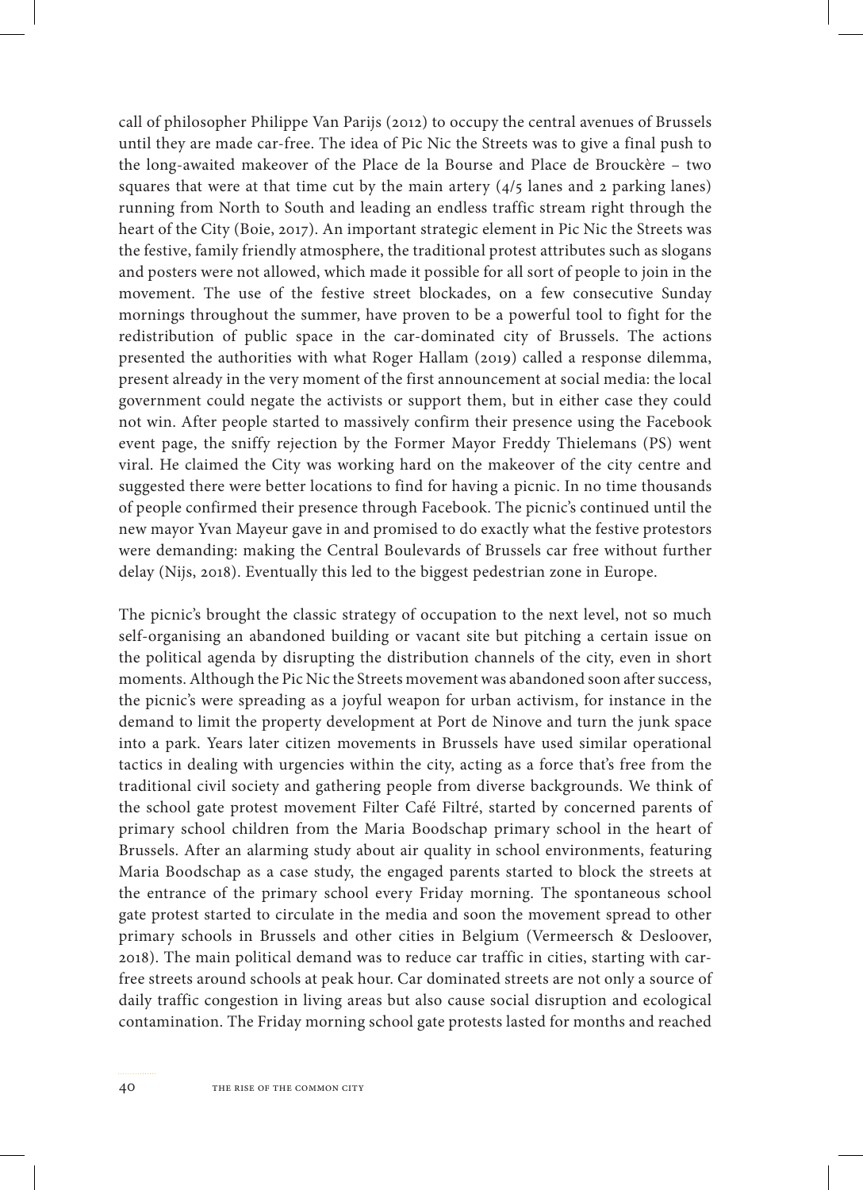call of philosopher Philippe Van Parijs (2012) to occupy the central avenues of Brussels until they are made car-free. The idea of Pic Nic the Streets was to give a final push to the long-awaited makeover of the Place de la Bourse and Place de Brouckère – two squares that were at that time cut by the main artery (4/5 lanes and 2 parking lanes) running from North to South and leading an endless traffic stream right through the heart of the City (Boie, 2017). An important strategic element in Pic Nic the Streets was the festive, family friendly atmosphere, the traditional protest attributes such as slogans and posters were not allowed, which made it possible for all sort of people to join in the movement. The use of the festive street blockades, on a few consecutive Sunday mornings throughout the summer, have proven to be a powerful tool to fight for the redistribution of public space in the car-dominated city of Brussels. The actions presented the authorities with what Roger Hallam (2019) called a response dilemma, present already in the very moment of the first announcement at social media: the local government could negate the activists or support them, but in either case they could not win. After people started to massively confirm their presence using the Facebook event page, the sniffy rejection by the Former Mayor Freddy Thielemans (PS) went viral. He claimed the City was working hard on the makeover of the city centre and suggested there were better locations to find for having a picnic. In no time thousands of people confirmed their presence through Facebook. The picnic's continued until the new mayor Yvan Mayeur gave in and promised to do exactly what the festive protestors were demanding: making the Central Boulevards of Brussels car free without further delay (Nijs, 2018). Eventually this led to the biggest pedestrian zone in Europe.

The picnic's brought the classic strategy of occupation to the next level, not so much self-organising an abandoned building or vacant site but pitching a certain issue on the political agenda by disrupting the distribution channels of the city, even in short moments. Although the Pic Nic the Streets movement was abandoned soon after success, the picnic's were spreading as a joyful weapon for urban activism, for instance in the demand to limit the property development at Port de Ninove and turn the junk space into a park. Years later citizen movements in Brussels have used similar operational tactics in dealing with urgencies within the city, acting as a force that's free from the traditional civil society and gathering people from diverse backgrounds. We think of the school gate protest movement Filter Café Filtré, started by concerned parents of primary school children from the Maria Boodschap primary school in the heart of Brussels. After an alarming study about air quality in school environments, featuring Maria Boodschap as a case study, the engaged parents started to block the streets at the entrance of the primary school every Friday morning. The spontaneous school gate protest started to circulate in the media and soon the movement spread to other primary schools in Brussels and other cities in Belgium (Vermeersch & Desloover, 2018). The main political demand was to reduce car traffic in cities, starting with car-free streets around schools at peak hour. Car dominated streets are not only a source of daily traffic congestion in living areas but also cause social disruption and ecological contamination. The Friday morning school gate protests lasted for months and reached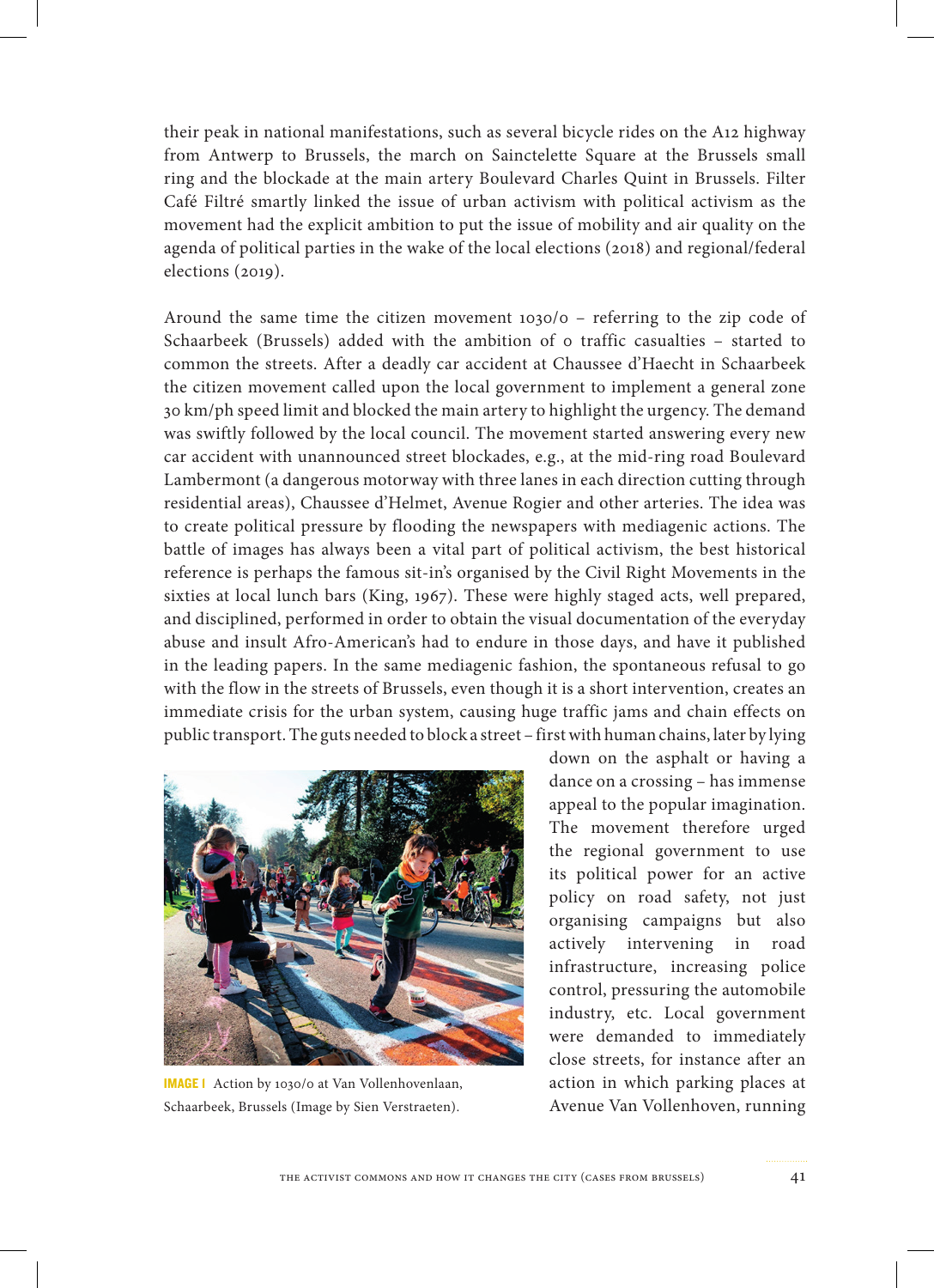their peak in national manifestations, such as several bicycle rides on the A12 highway from Antwerp to Brussels, the march on Sainctelette Square at the Brussels small ring and the blockade at the main artery Boulevard Charles Quint in Brussels. Filter Café Filtré smartly linked the issue of urban activism with political activism as the movement had the explicit ambition to put the issue of mobility and air quality on the agenda of political parties in the wake of the local elections (2018) and regional/federal elections (2019).

Around the same time the citizen movement 1030/0 – referring to the zip code of Schaarbeek (Brussels) added with the ambition of 0 traffic casualties – started to common the streets. After a deadly car accident at Chaussee d'Haecht in Schaarbeek the citizen movement called upon the local government to implement a general zone 30 km/ph speed limit and blocked the main artery to highlight the urgency. The demand was swiftly followed by the local council. The movement started answering every new car accident with unannounced street blockades, e.g., at the mid-ring road Boulevard Lambermont (a dangerous motorway with three lanes in each direction cutting through residential areas), Chaussee d'Helmet, Avenue Rogier and other arteries. The idea was to create political pressure by flooding the newspapers with mediagenic actions. The battle of images has always been a vital part of political activism, the best historical reference is perhaps the famous sit-in's organised by the Civil Right Movements in the sixties at local lunch bars (King, 1967). These were highly staged acts, well prepared, and disciplined, performed in order to obtain the visual documentation of the everyday abuse and insult Afro-American's had to endure in those days, and have it published in the leading papers. In the same mediagenic fashion, the spontaneous refusal to go with the flow in the streets of Brussels, even though it is a short intervention, creates an immediate crisis for the urban system, causing huge traffic jams and chain effects on public transport. The guts needed to block a street – first with human chains, later by lying down on the asphalt or having a dance on a crossing – has immense appeal to the popular imagination. The movement therefore urged the regional government to use its political power for an active policy on road safety, not just organising campaigns but also actively intervening in road infrastructure, increasing police control, pressuring the automobile industry, etc. Local government were demanded to immediately close streets, for instance after an action in which parking places at Avenue Van Vollenhoven, running

**IMAGE I** Action by 1030/0 at Van Vollenhovenlaan, Schaarbeek, Brussels (Image by Sien Verstraeten).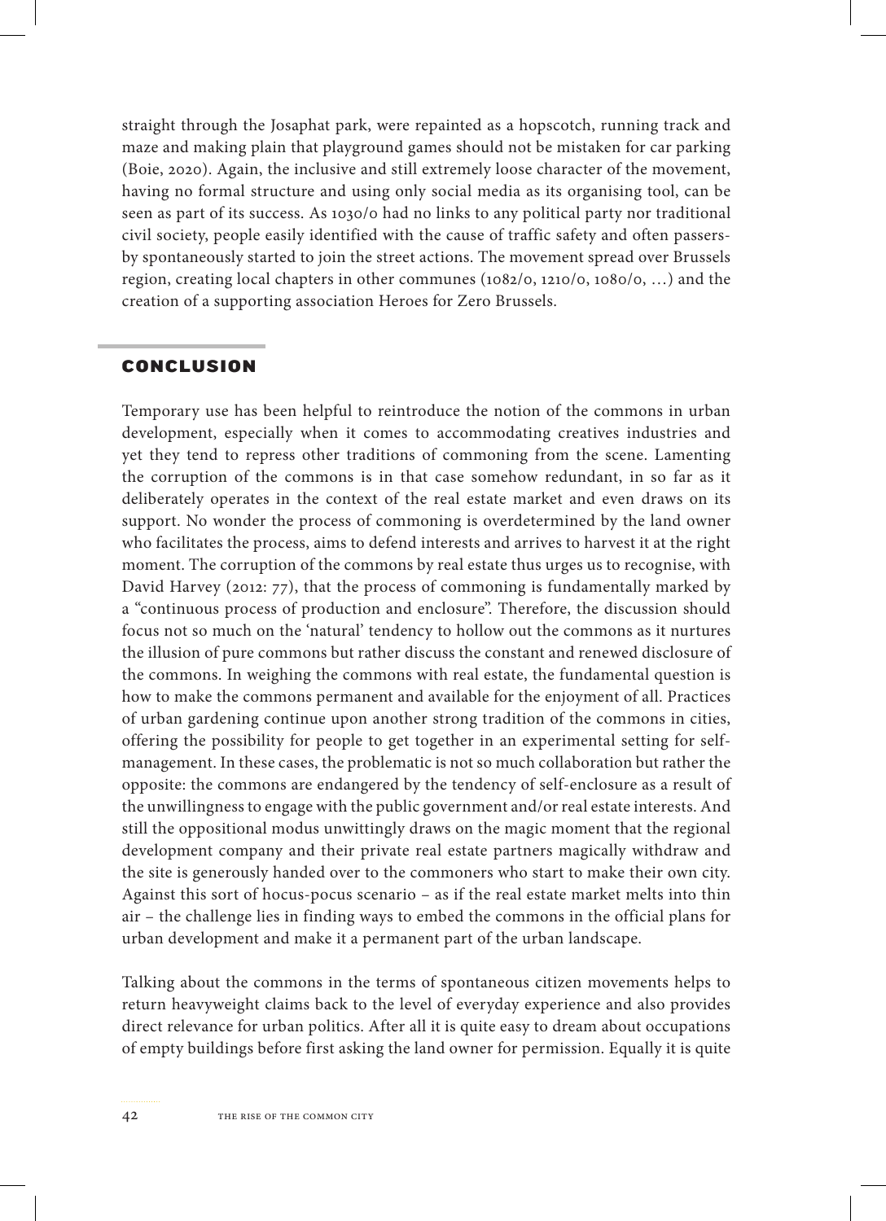straight through the Josaphat park, were repainted as a hopscotch, running track and maze and making plain that playground games should not be mistaken for car parking (Boie, 2020). Again, the inclusive and still extremely loose character of the movement, having no formal structure and using only social media as its organising tool, can be seen as part of its success. As 1030/0 had no links to any political party nor traditional civil society, people easily identified with the cause of traffic safety and often passers-by spontaneously started to join the street actions. The movement spread over Brussels region, creating local chapters in other communes (1082/0, 1210/0, 1080/0, …) and the creation of a supporting association Heroes for Zero Brussels.

## CONCLUSION

Temporary use has been helpful to reintroduce the notion of the commons in urban development, especially when it comes to accommodating creatives industries and yet they tend to repress other traditions of commoning from the scene. Lamenting the corruption of the commons is in that case somehow redundant, in so far as it deliberately operates in the context of the real estate market and even draws on its support. No wonder the process of commoning is overdetermined by the land owner who facilitates the process, aims to defend interests and arrives to harvest it at the right moment. The corruption of the commons by real estate thus urges us to recognise, with David Harvey (2012: 77), that the process of commoning is fundamentally marked by a "continuous process of production and enclosure". Therefore, the discussion should focus not so much on the 'natural' tendency to hollow out the commons as it nurtures the illusion of pure commons but rather discuss the constant and renewed disclosure of the commons. In weighing the commons with real estate, the fundamental question is how to make the commons permanent and available for the enjoyment of all. Practices of urban gardening continue upon another strong tradition of the commons in cities, offering the possibility for people to get together in an experimental setting for self-management. In these cases, the problematic is not so much collaboration but rather the opposite: the commons are endangered by the tendency of self-enclosure as a result of the unwillingness to engage with the public government and/or real estate interests. And still the oppositional modus unwittingly draws on the magic moment that the regional development company and their private real estate partners magically withdraw and the site is generously handed over to the commoners who start to make their own city. Against this sort of hocus-pocus scenario – as if the real estate market melts into thin air – the challenge lies in finding ways to embed the commons in the official plans for urban development and make it a permanent part of the urban landscape.

Talking about the commons in the terms of spontaneous citizen movements helps to return heavyweight claims back to the level of everyday experience and also provides direct relevance for urban politics. After all it is quite easy to dream about occupations of empty buildings before first asking the land owner for permission. Equally it is quite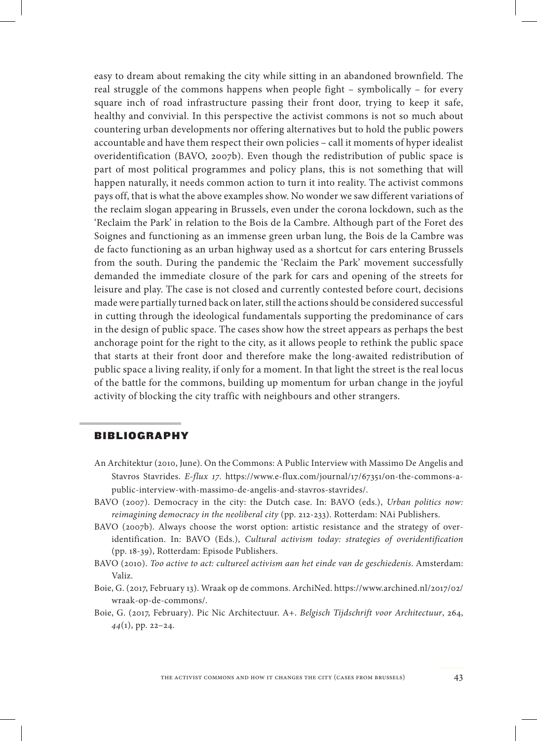easy to dream about remaking the city while sitting in an abandoned brownfield. The real struggle of the commons happens when people fight – symbolically – for every square inch of road infrastructure passing their front door, trying to keep it safe, healthy and convivial. In this perspective the activist commons is not so much about countering urban developments nor offering alternatives but to hold the public powers accountable and have them respect their own policies – call it moments of hyper idealist overidentification (BAVO, 2007b). Even though the redistribution of public space is part of most political programmes and policy plans, this is not something that will happen naturally, it needs common action to turn it into reality. The activist commons pays off, that is what the above examples show. No wonder we saw different variations of the reclaim slogan appearing in Brussels, even under the corona lockdown, such as the 'Reclaim the Park' in relation to the Bois de la Cambre. Although part of the Foret des Soignes and functioning as an immense green urban lung, the Bois de la Cambre was de facto functioning as an urban highway used as a shortcut for cars entering Brussels from the south. During the pandemic the 'Reclaim the Park' movement successfully demanded the immediate closure of the park for cars and opening of the streets for leisure and play. The case is not closed and currently contested before court, decisions made were partially turned back on later, still the actions should be considered successful in cutting through the ideological fundamentals supporting the predominance of cars in the design of public space. The cases show how the street appears as perhaps the best anchorage point for the right to the city, as it allows people to rethink the public space that starts at their front door and therefore make the long-awaited redistribution of public space a living reality, if only for a moment. In that light the street is the real locus of the battle for the commons, building up momentum for urban change in the joyful activity of blocking the city traffic with neighbours and other strangers.

## BIBLIOGRAPHY

An Architektur (2010, June). On the Commons: A Public Interview with Massimo De Angelis and Stavros Stavrides. *E-flux 17*. https://www.e-flux.com/journal/17/67351/on-the-commons-a-public-interview-with-massimo-de-angelis-and-stavros-stavrides/.

BAVO (2007). Democracy in the city: the Dutch case. In: BAVO (eds.), *Urban politics now: reimagining democracy in the neoliberal city* (pp. 212-233). Rotterdam: NAi Publishers.

BAVO (2007b). Always choose the worst option: artistic resistance and the strategy of over-identification. In: BAVO (Eds.), *Cultural activism today: strategies of overidentification* (pp. 18-39), Rotterdam: Episode Publishers.

BAVO (2010). *Too active to act: cultureel activism aan het einde van de geschiedenis*. Amsterdam: Valiz.

Boie, G. (2017, February 13). Wraak op de commons. ArchiNed. https://www.archined.nl/2017/02/wraak-op-de-commons/.

Boie, G. (2017, February). Pic Nic Architectuur. A+. *Belgisch Tijdschrift voor Architectuur*, 264, *44*(1), pp. 22–24.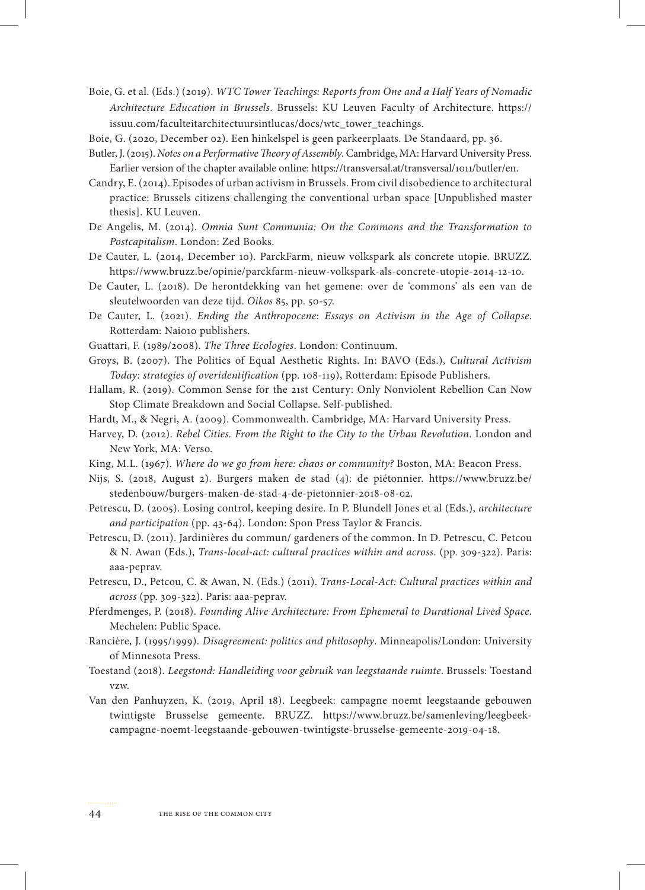Boie, G. et al. (Eds.) (2019). *WTC Tower Teachings: Reports from One and a Half Years of Nomadic Architecture Education in Brussels*. Brussels: KU Leuven Faculty of Architecture. https://issuu.com/faculteitarchitectuursintlucas/docs/wtc_tower_teachings.

Boie, G. (2020, December 02). Een hinkelspel is geen parkeerplaats. De Standaard, pp. 36.

Butler, J. (2015). *Notes on a Performative Theory of Assembly*. Cambridge, MA: Harvard University Press. Earlier version of the chapter available online: https://transversal.at/transversal/1011/butler/en.

Candry, E. (2014). Episodes of urban activism in Brussels. From civil disobedience to architectural practice: Brussels citizens challenging the conventional urban space [Unpublished master thesis]. KU Leuven.

De Angelis, M. (2014). *Omnia Sunt Communia: On the Commons and the Transformation to Postcapitalism*. London: Zed Books.

De Cauter, L. (2014, December 10). ParckFarm, nieuw volkspark als concrete utopie. BRUZZ. https://www.bruzz.be/opinie/parckfarm-nieuw-volkspark-als-concrete-utopie-2014-12-10.

De Cauter, L. (2018). De herontdekking van het gemene: over de 'commons' als een van de sleutelwoorden van deze tijd. *Oikos* 85, pp. 50-57.

De Cauter, L. (2021). *Ending the Anthropocene*: *Essays on Activism in the Age of Collapse*. Rotterdam: Nai010 publishers.

Guattari, F. (1989/2008). *The Three Ecologies*. London: Continuum.

Groys, B. (2007). The Politics of Equal Aesthetic Rights. In: BAVO (Eds.), *Cultural Activism Today: strategies of overidentification* (pp. 108-119), Rotterdam: Episode Publishers.

Hallam, R. (2019). Common Sense for the 21st Century: Only Nonviolent Rebellion Can Now Stop Climate Breakdown and Social Collapse. Self-published.

Hardt, M., & Negri, A. (2009). Commonwealth. Cambridge, MA: Harvard University Press.

Harvey, D. (2012). *Rebel Cities. From the Right to the City to the Urban Revolution*. London and New York, MA: Verso.

King, M.L. (1967). *Where do we go from here: chaos or community?* Boston, MA: Beacon Press.

Nijs, S. (2018, August 2). Burgers maken de stad (4): de piétonnier. https://www.bruzz.be/stedenbouw/burgers-maken-de-stad-4-de-pietonnier-2018-08-02.

Petrescu, D. (2005). Losing control, keeping desire. In P. Blundell Jones et al (Eds.), *architecture and participation* (pp. 43-64). London: Spon Press Taylor & Francis.

Petrescu, D. (2011). Jardinières du commun/ gardeners of the common. In D. Petrescu, C. Petcou & N. Awan (Eds.), *Trans-local-act: cultural practices within and across*. (pp. 309-322). Paris: aaa-peprav.

Petrescu, D., Petcou, C. & Awan, N. (Eds.) (2011). *Trans-Local-Act: Cultural practices within and across* (pp. 309-322). Paris: aaa-peprav.

Pferdmenges, P. (2018). *Founding Alive Architecture: From Ephemeral to Durational Lived Space*. Mechelen: Public Space.

Rancière, J. (1995/1999). *Disagreement: politics and philosophy*. Minneapolis/London: University of Minnesota Press.

Toestand (2018). *Leegstond: Handleiding voor gebruik van leegstaande ruimte*. Brussels: Toestand vzw.

Van den Panhuyzen, K. (2019, April 18). Leegbeek: campagne noemt leegstaande gebouwen twintigste Brusselse gemeente. BRUZZ. https://www.bruzz.be/samenleving/leegbeek-campagne-noemt-leegstaande-gebouwen-twintigste-brusselse-gemeente-2019-04-18.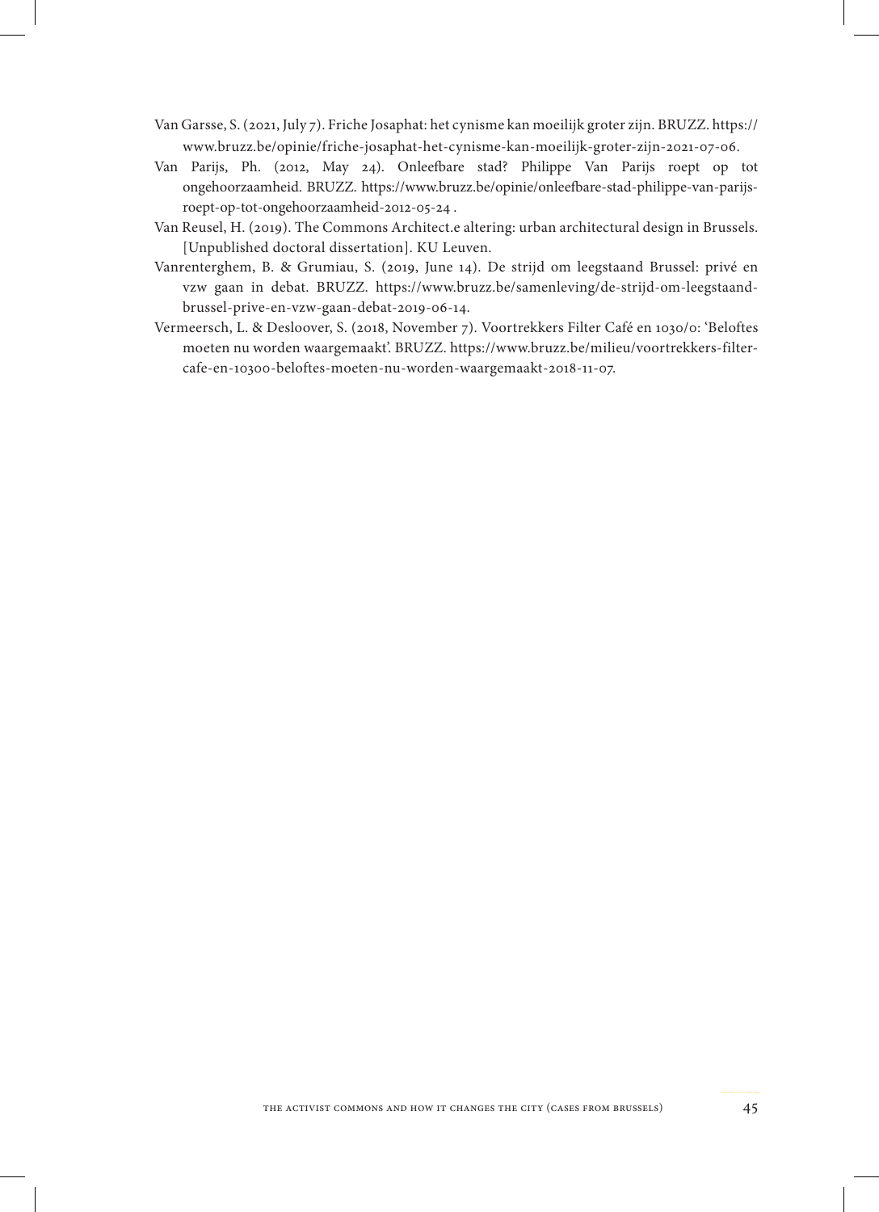Van Garsse, S. (2021, July 7). Friche Josaphat: het cynisme kan moeilijk groter zijn. BRUZZ. https://www.bruzz.be/opinie/friche-josaphat-het-cynisme-kan-moeilijk-groter-zijn-2021-07-06.

Van Parijs, Ph. (2012, May 24). Onleefbare stad? Philippe Van Parijs roept op tot ongehoorzaamheid. BRUZZ. https://www.bruzz.be/opinie/onleefbare-stad-philippe-van-parijs-roept-op-tot-ongehoorzaamheid-2012-05-24 .

Van Reusel, H. (2019). The Commons Architect.e altering: urban architectural design in Brussels. [Unpublished doctoral dissertation]. KU Leuven.

Vanrenterghem, B. & Grumiau, S. (2019, June 14). De strijd om leegstaand Brussel: privé en vzw gaan in debat. BRUZZ. https://www.bruzz.be/samenleving/de-strijd-om-leegstaand-brussel-prive-en-vzw-gaan-debat-2019-06-14.

Vermeersch, L. & Desloover, S. (2018, November 7). Voortrekkers Filter Café en 1030/0: 'Beloftes moeten nu worden waargemaakt'. BRUZZ. https://www.bruzz.be/milieu/voortrekkers-filter-cafe-en-10300-beloftes-moeten-nu-worden-waargemaakt-2018-11-07.